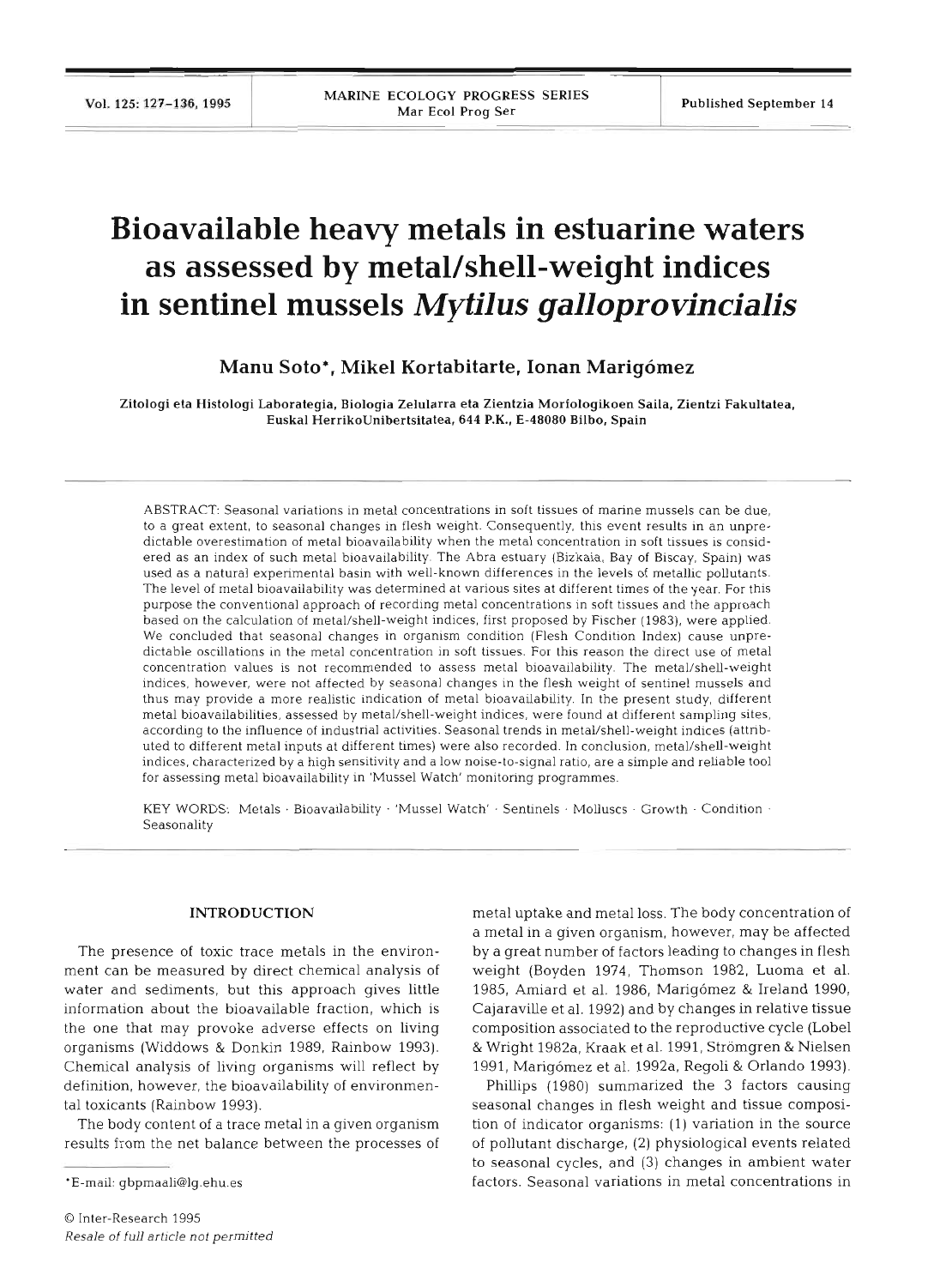# Bioavailable heavy metals in estuarine waters as assessed by metal/shell-weight indices in sentinel mussels *Mytilus galloprovincialis*

**Manu Soto\*, Mikel Kortabitarte, Ionan Marigómez**

Zitologi eta Histologi Laborategia, Biologia Zelularra eta Zientzia Morfologikoen Saila, Zientzi Fakultatea, Euskal HerrikoUnibertsitatea, 644 P.K., E-48080 Bilbo, Spain

ABSTRACT: Seasonal variations in metal concentrations in soft tissues of marine mussels can be due, to a great extent, to seasonal changes in flesh weight. Consequently, this event results in an unpredictable overestimation of metal bioavailability when the metal concentration in soft tissues is considered as an index of such metal bioavailability. The Abra estuary (Bizkaia, Bay of Biscay, Spain) was used as a natural experimental basin with well-known differences in the levels of metallic pollutants. The level of metal bioavailability was determined at various sites at different times of the year. For this purpose the conventional approach of recording metal concentrations in soft tissues and the approach based on the calculation of metal/shell-weight indices, first proposed by Fischer (1983), were applied. We concluded that seasonal changes in organism condition (Flesh Condition Index) cause unpredictable oscillations in the metal concentration in soft tissues. For this reason the direct use of metal concentration values is not recommended to assess metal bioavailability. The metal/shell-weight indices, however, were not affected by seasonal changes in the flesh weight of sentinel mussels and thus may provide a more realistic indication of metal bioavailability. In the present study, different metal bioavailabilities, assessed by metal/shell-weight indices, were found at different sampling sites, according to the influence of industrial activities. Seasonal trends in metal/shell-weight indices (attributed to different metal inputs at different times) were also recorded. In conclusion, metal/shell-weight indices, characterized by a high sensitivity and a low noise-to-signal ratio, are a simple and reliable tool for assessing metal bioavailability in 'Mussel Watch' monitoring programmes.

KEY WORDS: Metals · Bioavailability · 'Mussel Watch' · Sentinels · Molluscs · Growth · Condition · Seasonality

## INTRODUCTION

The presence of toxic trace metals in the environment can be measured by direct chemical analysis of water and sediments, but this approach gives little information about the bioavailable fraction, which is the one that may provoke adverse effects on living organisms (Widdows & Donkin 1989, Rainbow 1993). Chemical analysis of living organisms will reflect by definition, however, the bioavailability of environmental toxicants (Rainbow 1993).

The body content of a trace metal in a given organism results from the net balance between the processes of metal uptake and metal loss. The body concentration of a metal in a given organism, however, may be affected by a great number of factors leading to changes in flesh weight (Boyden 1974, Thomson 1982, Luoma et al. 1985, Amiard et al. 1986, Marigómez & Ireland 1990, Cajaraville et al. 1992) and by changes in relative tissue composition associated to the reproductive cycle (Lobel & Wright 1982a, Kraak et al. 1991, Strömgren & Nielsen 1991, Marigómez et al. 1992a, Regoli & Orlando 1993).

Phillips (1980) summarized the 3 factors causing seasonal changes in flesh weight and tissue composition of indicator organisms: (1) variation in the source of pollutant discharge, (2) physiological events related to seasonal cycles, and (3) changes in ambient water factors. Seasonal variations in metal concentrations in

\*E-mail: gbpmaali@lg.ehu.es

© Inter-Research 1995
*Resale of full article not permitted*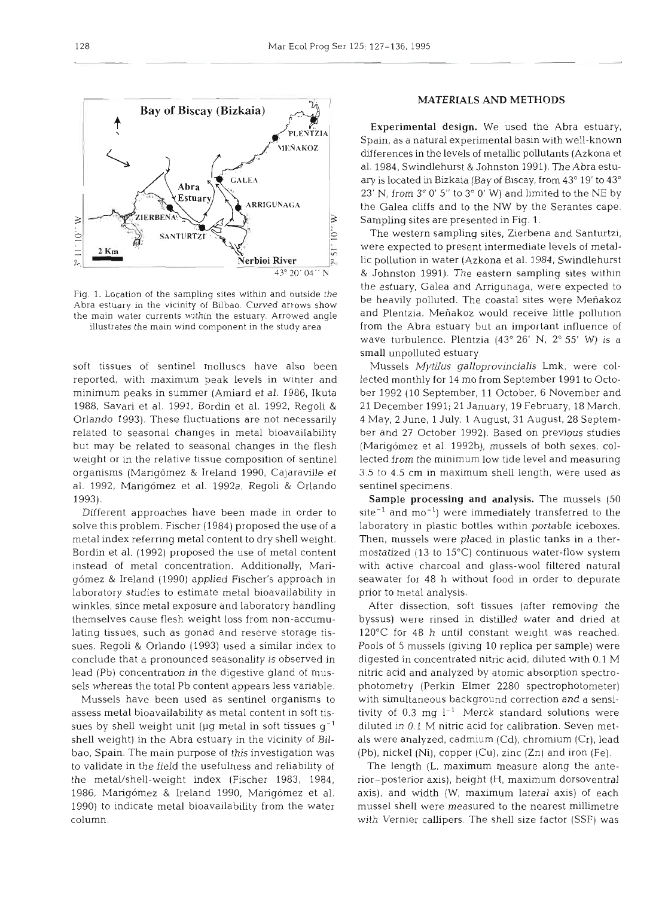Fig. 1. Location of the sampling sites within and outside the Abra estuary in the vicinity of Bilbao. Curved arrows show the main water currents within the estuary. Arrowed angle illustrates the main wind component in the study area

soft tissues of sentinel molluscs have also been reported, with maximum peak levels in winter and minimum peaks in summer (Amiard et al. 1986, Ikuta 1988, Savari et al. 1991, Bordin et al. 1992, Regoli & Orlando 1993). These fluctuations are not necessarily related to seasonal changes in metal bioavailability but may be related to seasonal changes in the flesh weight or in the relative tissue composition of sentinel organisms (Marigómez & Ireland 1990, Cajaraville et al. 1992, Marigómez et al. 1992a, Regoli & Orlando 1993).

Different approaches have been made in order to solve this problem. Fischer (1984) proposed the use of a metal index referring metal content to dry shell weight. Bordin et al. (1992) proposed the use of metal content instead of metal concentration. Additionally, Marigómez & Ireland (1990) applied Fischer's approach in laboratory studies to estimate metal bioavailability in winkles, since metal exposure and laboratory handling themselves cause flesh weight loss from non-accumulating tissues, such as gonad and reserve storage tissues. Regoli & Orlando (1993) used a similar index to conclude that a pronounced seasonality is observed in lead (Pb) concentration in the digestive gland of mussels whereas the total Pb content appears less variable.

Mussels have been used as sentinel organisms to assess metal bioavailability as metal content in soft tissues by shell weight unit (μg metal in soft tissues $g^{-1}$ shell weight) in the Abra estuary in the vicinity of Bilbao, Spain. The main purpose of this investigation was to validate in the field the usefulness and reliability of the metal/shell-weight index (Fischer 1983, 1984, 1986, Marigómez & Ireland 1990, Marigómez et al. 1990) to indicate metal bioavailability from the water column.

## MATERIALS AND METHODS

**Experimental design.** We used the Abra estuary, Spain, as a natural experimental basin with well-known differences in the levels of metallic pollutants (Azkona et al. 1984, Swindlehurst & Johnston 1991). The Abra estuary is located in Bizkaia (Bay of Biscay, from 43° 19' to 43° 23' N, from 3° 0' 5" to 3° 0' W) and limited to the NE by the Galea cliffs and to the NW by the Serantes cape. Sampling sites are presented in Fig. 1.

The western sampling sites, Zierbena and Santurtzi, were expected to present intermediate levels of metallic pollution in water (Azkona et al. 1984, Swindlehurst & Johnston 1991). The eastern sampling sites within the estuary, Galea and Arrigunaga, were expected to be heavily polluted. The coastal sites were Meñakoz and Plentzia. Meñakoz would receive little pollution from the Abra estuary but an important influence of wave turbulence. Plentzia (43° 26' N, 2° 55' W) is a small unpolluted estuary.

Mussels *Mytilus galloprovincialis* Lmk. were collected monthly for 14 mo from September 1991 to October 1992 (10 September, 11 October, 6 November and 21 December 1991; 21 January, 19 February, 18 March, 4 May, 2 June, 1 July, 1 August, 31 August, 28 September and 27 October 1992). Based on previous studies (Marigómez et al. 1992b), mussels of both sexes, collected from the minimum low tide level and measuring 3.5 to 4.5 cm in maximum shell length, were used as sentinel specimens.

**Sample processing and analysis.** The mussels (50 $site^{-1}$ and $mo^{-1}$) were immediately transferred to the laboratory in plastic bottles within portable iceboxes. Then, mussels were placed in plastic tanks in a thermostatized (13 to 15°C) continuous water-flow system with active charcoal and glass-wool filtered natural seawater for 48 h without food in order to depurate prior to metal analysis.

After dissection, soft tissues (after removing the byssus) were rinsed in distilled water and dried at 120°C for 48 h until constant weight was reached. Pools of 5 mussels (giving 10 replica per sample) were digested in concentrated nitric acid, diluted with 0.1 M nitric acid and analyzed by atomic absorption spectrophotometry (Perkin Elmer 2280 spectrophotometer) with simultaneous background correction and a sensitivity of 0.3 mg $l^{-1}$. Merck standard solutions were diluted in 0.1 M nitric acid for calibration. Seven metals were analyzed, cadmium (Cd), chromium (Cr), lead (Pb), nickel (Ni), copper (Cu), zinc (Zn) and iron (Fe).

The length (L, maximum measure along the anterior–posterior axis), height (H, maximum dorsoventral axis), and width (W, maximum lateral axis) of each mussel shell were measured to the nearest millimetre with Vernier callipers. The shell size factor (SSF) was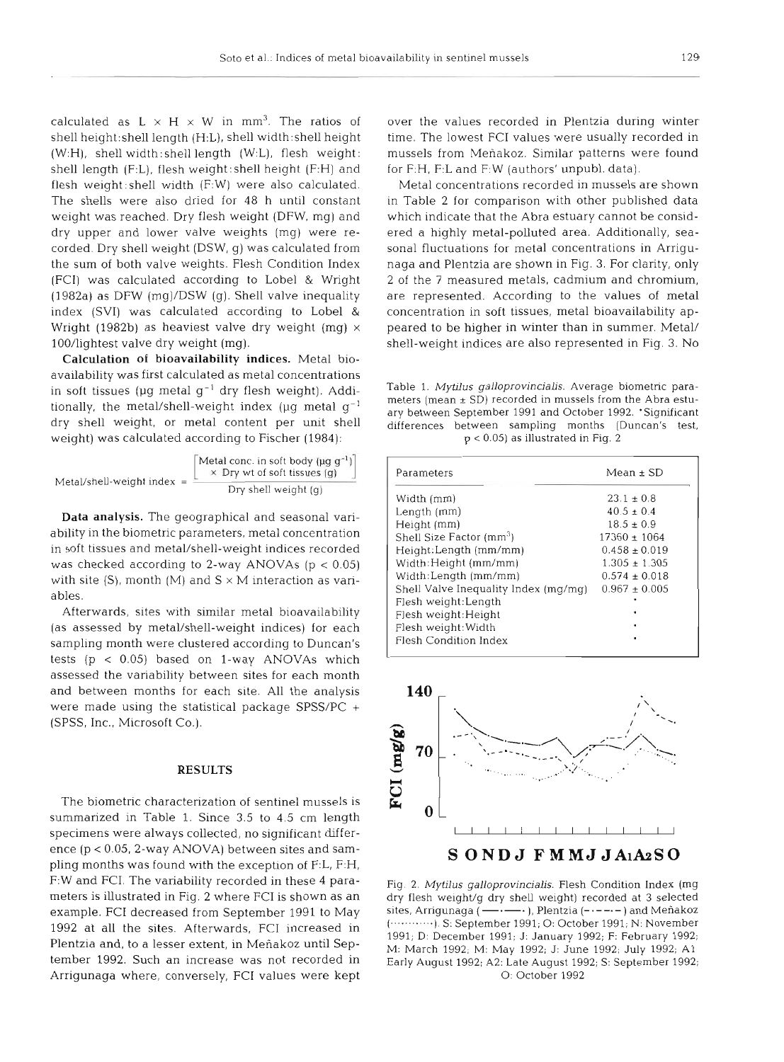calculated as L × H × W in mm$^3$. The ratios of shell height:shell length (H:L), shell width:shell height (W:H), shell width:shell length (W:L), flesh weight: shell length (F:L), flesh weight:shell height (F:H) and flesh weight:shell width (F:W) were also calculated. The shells were also dried for 48 h until constant weight was reached. Dry flesh weight (DFW, mg) and dry upper and lower valve weights (mg) were recorded. Dry shell weight (DSW, g) was calculated from the sum of both valve weights. Flesh Condition Index (FCI) was calculated according to Lobel & Wright (1982a) as DFW (mg)/DSW (g). Shell valve inequality index (SVI) was calculated according to Lobel & Wright (1982b) as heaviest valve dry weight (mg) × 100/lightest valve dry weight (mg).

**Calculation of bioavailability indices.** Metal bioavailability was first calculated as metal concentrations in soft tissues (μg metal g$^{-1}$ dry flesh weight). Additionally, the metal/shell-weight index (μg metal g$^{-1}$ dry shell weight, or metal content per unit shell weight) was calculated according to Fischer (1984):

$$\text{Metal/shell-weight index} = \frac{\left[\begin{array}{c}\text{Metal conc. in soft body } (\mu g\ g^{-1}) \\ \times \text{ Dry wt of soft tissues (g)}\end{array}\right]}{\text{Dry shell weight (g)}}$$

**Data analysis.** The geographical and seasonal variability in the biometric parameters, metal concentration in soft tissues and metal/shell-weight indices recorded was checked according to 2-way ANOVAs ($p < 0.05$) with site (S), month (M) and S × M interaction as variables.

Afterwards, sites with similar metal bioavailability (as assessed by metal/shell-weight indices) for each sampling month were clustered according to Duncan's tests ($p < 0.05$) based on 1-way ANOVAs which assessed the variability between sites for each month and between months for each site. All the analysis were made using the statistical package SPSS/PC + (SPSS, Inc., Microsoft Co.).

## RESULTS

The biometric characterization of sentinel mussels is summarized in Table 1. Since 3.5 to 4.5 cm length specimens were always collected, no significant difference ($p < 0.05$, 2-way ANOVA) between sites and sampling months was found with the exception of F:L, F:H, F:W and FCI. The variability recorded in these 4 parameters is illustrated in Fig. 2 where FCI is shown as an example. FCI decreased from September 1991 to May 1992 at all the sites. Afterwards, FCI increased in Plentzia and, to a lesser extent, in Meñakoz until September 1992. Such an increase was not recorded in Arrigunaga where, conversely, FCI values were kept over the values recorded in Plentzia during winter time. The lowest FCI values were usually recorded in mussels from Meñakoz. Similar patterns were found for F:H, F:L and F:W (authors' unpubl. data).

Metal concentrations recorded in mussels are shown in Table 2 for comparison with other published data which indicate that the Abra estuary cannot be considered a highly metal-polluted area. Additionally, seasonal fluctuations for metal concentrations in Arrigunaga and Plentzia are shown in Fig. 3. For clarity, only 2 of the 7 measured metals, cadmium and chromium, are represented. According to the values of metal concentration in soft tissues, metal bioavailability appeared to be higher in winter than in summer. Metal/shell-weight indices are also represented in Fig. 3. No

Table 1. *Mytilus galloprovincialis*. Average biometric parameters (mean ± SD) recorded in mussels from the Abra estuary between September 1991 and October 1992. *Significant differences between sampling months (Duncan's test, $p < 0.05$) as illustrated in Fig. 2

| Parameters | Mean ± SD |
|---|---|
| Width (mm) | 23.1 ± 0.8 |
| Length (mm) | 40.5 ± 0.4 |
| Height (mm) | 18.5 ± 0.9 |
| Shell Size Factor (mm$^3$) | 17360 ± 1064 |
| Height:Length (mm/mm) | 0.458 ± 0.019 |
| Width:Height (mm/mm) | 1.305 ± 1.305 |
| Width:Length (mm/mm) | 0.574 ± 0.018 |
| Shell Valve Inequality Index (mg/mg) | 0.967 ± 0.005 |
| Flesh weight:Length | * |
| Flesh weight:Height | * |
| Flesh weight:Width | * |
| Flesh Condition Index | * |

Fig. 2. *Mytilus galloprovincialis*. Flesh Condition Index (mg dry flesh weight/g dry shell weight) recorded at 3 selected sites, Arrigunaga (—·—·), Plentzia (-·-·-·-) and Meñakoz (···········). S: September 1991; O: October 1991; N: November 1991; D: December 1991; J: January 1992; F: February 1992; M: March 1992; M: May 1992; J: June 1992; July 1992; A1: Early August 1992; A2: Late August 1992; S: September 1992; O: October 1992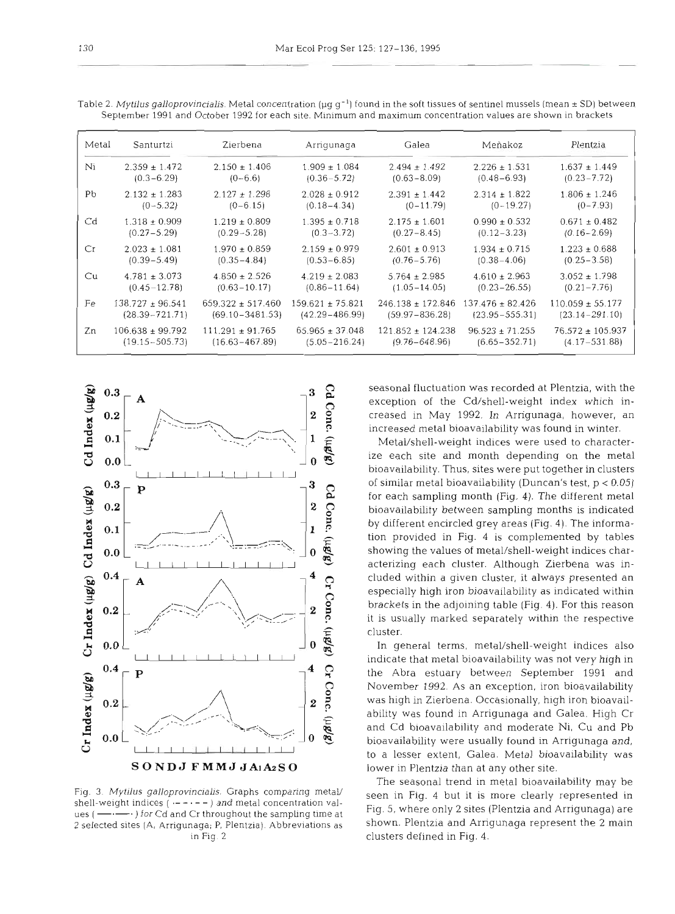Table 2. *Mytilus galloprovincialis*. Metal concentration (μg $g^{-1}$) found in the soft tissues of sentinel mussels (mean ± SD) between September 1991 and October 1992 for each site. Minimum and maximum concentration values are shown in brackets

| Metal | Santurtzi | Zierbena | Arrigunaga | Galea | Meñakoz | Plentzia |
|---|---|---|---|---|---|---|
| Ni | 2.359 ± 1.472 | 2.150 ± 1.406 | 1.909 ± 1.084 | 2.494 ± 1.492 | 2.226 ± 1.531 | 1.637 ± 1.449 |
| | (0.3–6.29) | (0–6.6) | (0.36–5.72) | (0.63–8.09) | (0.48–6.93) | (0.23–7.72) |
| Pb | 2.132 ± 1.283 | 2.127 ± 1.296 | 2.028 ± 0.912 | 2.391 ± 1.442 | 2.314 ± 1.822 | 1.806 ± 1.246 |
| | (0–5.32) | (0–6.15) | (0.18–4.34) | (0–11.79) | (0–19.27) | (0–7.93) |
| Cd | 1.318 ± 0.909 | 1.219 ± 0.809 | 1.395 ± 0.718 | 2.175 ± 1.601 | 0.990 ± 0.532 | 0.671 ± 0.482 |
| | (0.27–5.29) | (0.29–5.28) | (0.3–3.72) | (0.27–8.45) | (0.12–3.23) | (0.16–2.69) |
| Cr | 2.023 ± 1.081 | 1.970 ± 0.859 | 2.159 ± 0.979 | 2.601 ± 0.913 | 1.934 ± 0.715 | 1.223 ± 0.688 |
| | (0.39–5.49) | (0.35–4.84) | (0.53–6.85) | (0.76–5.76) | (0.38–4.06) | (0.25–3.58) |
| Cu | 4.781 ± 3.073 | 4.850 ± 2.526 | 4.219 ± 2.083 | 5.764 ± 2.985 | 4.610 ± 2.963 | 3.052 ± 1.798 |
| | (0.45–12.78) | (0.63–10.17) | (0.86–11.64) | (1.05–14.05) | (0.23–26.55) | (0.21–7.76) |
| Fe | 138.727 ± 96.541 | 659.322 ± 517.460 | 159.621 ± 75.821 | 246.138 ± 172.846 | 137.476 ± 82.426 | 110.059 ± 55.177 |
| | (28.39–721.71) | (69.10–3481.53) | (42.29–486.99) | (59.97–836.28) | (23.95–555.31) | (23.14–291.10) |
| Zn | 106.638 ± 99.792 | 111.291 ± 91.765 | 65.965 ± 37.048 | 121.852 ± 124.238 | 96.523 ± 71.255 | 76.572 ± 105.937 |
| | (19.15–505.73) | (16.63–467.89) | (5.05–216.24) | (9.76–648.96) | (6.65–352.71) | (4.17–531.88) |

Fig. 3. *Mytilus galloprovincialis*. Graphs comparing metal/shell-weight indices (------) and metal concentration values (——·——) for Cd and Cr throughout the sampling time at 2 selected sites (A, Arrigunaga; P, Plentzia). Abbreviations as in Fig. 2

seasonal fluctuation was recorded at Plentzia, with the exception of the Cd/shell-weight index which increased in May 1992. In Arrigunaga, however, an increased metal bioavailability was found in winter.

Metal/shell-weight indices were used to characterize each site and month depending on the metal bioavailability. Thus, sites were put together in clusters of similar metal bioavailability (Duncan's test, $p < 0.05$) for each sampling month (Fig. 4). The different metal bioavailability between sampling months is indicated by different encircled grey areas (Fig. 4). The information provided in Fig. 4 is complemented by tables showing the values of metal/shell-weight indices characterizing each cluster. Although Zierbena was included within a given cluster, it always presented an especially high iron bioavailability as indicated within brackets in the adjoining table (Fig. 4). For this reason it is usually marked separately within the respective cluster.

In general terms, metal/shell-weight indices also indicate that metal bioavailability was not very high in the Abra estuary between September 1991 and November 1992. As an exception, iron bioavailability was high in Zierbena. Occasionally, high iron bioavailability was found in Arrigunaga and Galea. High Cr and Cd bioavailability and moderate Ni, Cu and Pb bioavailability were usually found in Arrigunaga and, to a lesser extent, Galea. Metal bioavailability was lower in Plentzia than at any other site.

The seasonal trend in metal bioavailability may be seen in Fig. 4 but it is more clearly represented in Fig. 5, where only 2 sites (Plentzia and Arrigunaga) are shown. Plentzia and Arrigunaga represent the 2 main clusters defined in Fig. 4.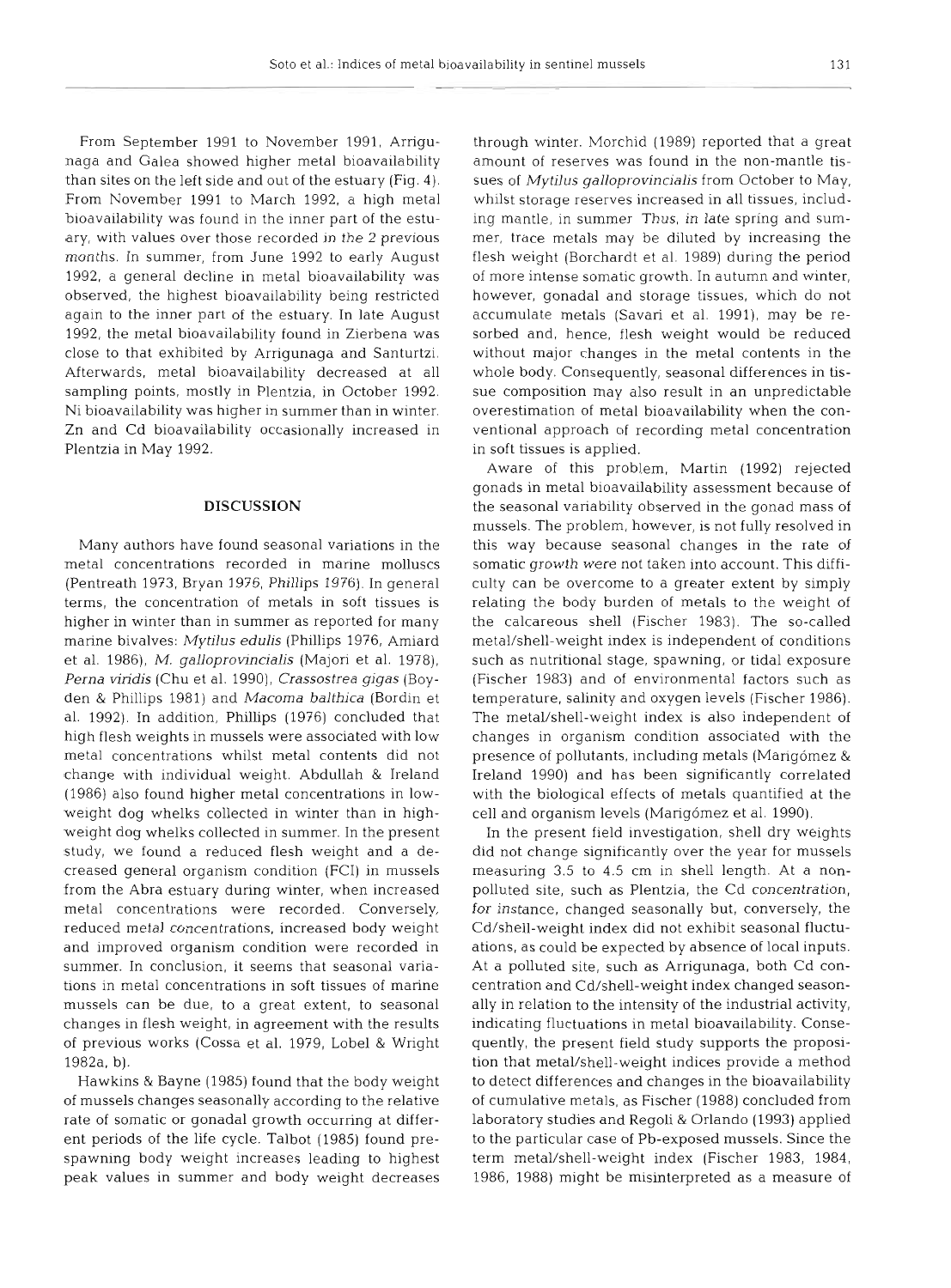From September 1991 to November 1991, Arrigunaga and Galea showed higher metal bioavailability than sites on the left side and out of the estuary (Fig. 4). From November 1991 to March 1992, a high metal bioavailability was found in the inner part of the estuary, with values over those recorded in the 2 previous months. In summer, from June 1992 to early August 1992, a general decline in metal bioavailability was observed, the highest bioavailability being restricted again to the inner part of the estuary. In late August 1992, the metal bioavailability found in Zierbena was close to that exhibited by Arrigunaga and Santurtzi. Afterwards, metal bioavailability decreased at all sampling points, mostly in Plentzia, in October 1992. Ni bioavailability was higher in summer than in winter. Zn and Cd bioavailability occasionally increased in Plentzia in May 1992.

## DISCUSSION

Many authors have found seasonal variations in the metal concentrations recorded in marine molluscs (Pentreath 1973, Bryan 1976, Phillips 1976). In general terms, the concentration of metals in soft tissues is higher in winter than in summer as reported for many marine bivalves: *Mytilus edulis* (Phillips 1976, Amiard et al. 1986), *M. galloprovincialis* (Majori et al. 1978), *Perna viridis* (Chu et al. 1990), *Crassostrea gigas* (Boyden & Phillips 1981) and *Macoma balthica* (Bordin et al. 1992). In addition, Phillips (1976) concluded that high flesh weights in mussels were associated with low metal concentrations whilst metal contents did not change with individual weight. Abdullah & Ireland (1986) also found higher metal concentrations in low-weight dog whelks collected in winter than in high-weight dog whelks collected in summer. In the present study, we found a reduced flesh weight and a decreased general organism condition (FCI) in mussels from the Abra estuary during winter, when increased metal concentrations were recorded. Conversely, reduced metal concentrations, increased body weight and improved organism condition were recorded in summer. In conclusion, it seems that seasonal variations in metal concentrations in soft tissues of marine mussels can be due, to a great extent, to seasonal changes in flesh weight, in agreement with the results of previous works (Cossa et al. 1979, Lobel & Wright 1982a, b).

Hawkins & Bayne (1985) found that the body weight of mussels changes seasonally according to the relative rate of somatic or gonadal growth occurring at different periods of the life cycle. Talbot (1985) found prespawning body weight increases leading to highest peak values in summer and body weight decreases through winter. Morchid (1989) reported that a great amount of reserves was found in the non-mantle tissues of *Mytilus galloprovincialis* from October to May, whilst storage reserves increased in all tissues, including mantle, in summer. Thus, in late spring and summer, trace metals may be diluted by increasing the flesh weight (Borchardt et al. 1989) during the period of more intense somatic growth. In autumn and winter, however, gonadal and storage tissues, which do not accumulate metals (Savari et al. 1991), may be resorbed and, hence, flesh weight would be reduced without major changes in the metal contents in the whole body. Consequently, seasonal differences in tissue composition may also result in an unpredictable overestimation of metal bioavailability when the conventional approach of recording metal concentration in soft tissues is applied.

Aware of this problem, Martin (1992) rejected gonads in metal bioavailability assessment because of the seasonal variability observed in the gonad mass of mussels. The problem, however, is not fully resolved in this way because seasonal changes in the rate of somatic growth were not taken into account. This difficulty can be overcome to a greater extent by simply relating the body burden of metals to the weight of the calcareous shell (Fischer 1983). The so-called metal/shell-weight index is independent of conditions such as nutritional stage, spawning, or tidal exposure (Fischer 1983) and of environmental factors such as temperature, salinity and oxygen levels (Fischer 1986). The metal/shell-weight index is also independent of changes in organism condition associated with the presence of pollutants, including metals (Marigómez & Ireland 1990) and has been significantly correlated with the biological effects of metals quantified at the cell and organism levels (Marigómez et al. 1990).

In the present field investigation, shell dry weights did not change significantly over the year for mussels measuring 3.5 to 4.5 cm in shell length. At a non-polluted site, such as Plentzia, the Cd concentration, for instance, changed seasonally but, conversely, the Cd/shell-weight index did not exhibit seasonal fluctuations, as could be expected by absence of local inputs. At a polluted site, such as Arrigunaga, both Cd concentration and Cd/shell-weight index changed seasonally in relation to the intensity of the industrial activity, indicating fluctuations in metal bioavailability. Consequently, the present field study supports the proposition that metal/shell-weight indices provide a method to detect differences and changes in the bioavailability of cumulative metals, as Fischer (1988) concluded from laboratory studies and Regoli & Orlando (1993) applied to the particular case of Pb-exposed mussels. Since the term metal/shell-weight index (Fischer 1983, 1984, 1986, 1988) might be misinterpreted as a measure of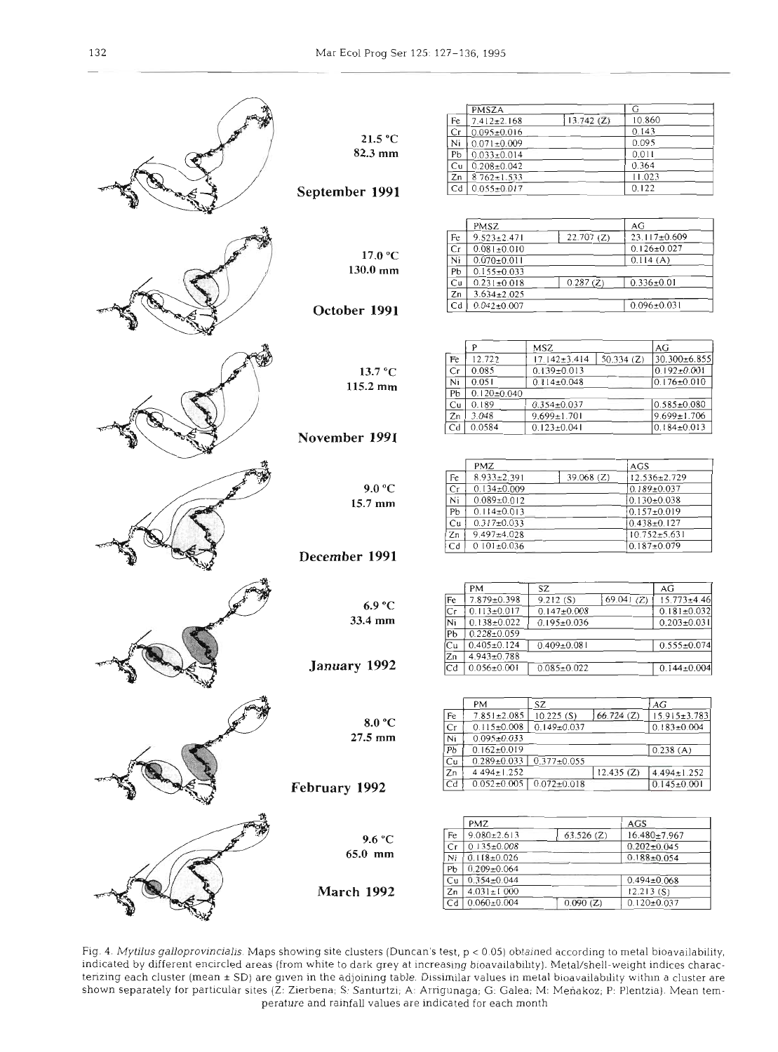21.5 °C
82.3 mm

**September 1991**

| | PMSZA | | G |
|---|---|---|---|
| Fe | 7.412±2.168 | 13.742 (Z) | 10.860 |
| Cr | 0.095±0.016 | | 0.143 |
| Ni | 0.071±0.009 | | 0.095 |
| Pb | 0.033±0.014 | | 0.011 |
| Cu | 0.208±0.042 | | 0.364 |
| Zn | 8.762±1.533 | | 11.023 |
| Cd | 0.055±0.017 | | 0.122 |

17.0 °C
130.0 mm

**October 1991**

| | PMSZ | | AG |
|---|---|---|---|
| Fe | 9.523±2.471 | 22.707 (Z) | 23.117±0.609 |
| Cr | 0.081±0.010 | | 0.126±0.027 |
| Ni | 0.070±0.011 | | 0.114 (A) |
| Pb | 0.155±0.033 | | |
| Cu | 0.231±0.018 | 0.287 (Z) | 0.336±0.01 |
| Zn | 3.634±2.025 | | |
| Cd | 0.042±0.007 | | 0.096±0.031 |

13.7 °C
115.2 mm

**November 1991**

| | P | MSZ | | AG |
|---|---|---|---|---|
| Fe | 12.722 | 17.142±3.414 | 50.334 (Z) | 30.300±6.855 |
| Cr | 0.085 | 0.139±0.013 | | 0.192±0.001 |
| Ni | 0.051 | 0.114±0.048 | | 0.176±0.010 |
| Pb | 0.120±0.040 | | | |
| Cu | 0.189 | 0.354±0.037 | | 0.585±0.080 |
| Zn | 3.048 | 9.699±1.701 | | 9.699±1.706 |
| Cd | 0.0584 | 0.123±0.041 | | 0.184±0.013 |

9.0 °C
15.7 mm

**December 1991**

| | PMZ | | AGS |
|---|---|---|---|
| Fe | 8.933±2.391 | 39.068 (Z) | 12.536±2.729 |
| Cr | 0.134±0.009 | | 0.189±0.037 |
| Ni | 0.089±0.012 | | 0.130±0.038 |
| Pb | 0.114±0.013 | | 0.157±0.019 |
| Cu | 0.317±0.033 | | 0.438±0.127 |
| Zn | 9.497±4.028 | | 10.752±5.631 |
| Cd | 0.101±0.036 | | 0.187±0.079 |

6.9 °C
33.4 mm

**January 1992**

| | PM | SZ | | AG |
|---|---|---|---|---|
| Fe | 7.879±0.398 | 9.212 (S) | 69.041 (Z) | 15.773±4.46 |
| Cr | 0.113±0.017 | 0.147±0.008 | | 0.181±0.032 |
| Ni | 0.138±0.022 | 0.195±0.036 | | 0.203±0.031 |
| Pb | 0.228±0.059 | | | |
| Cu | 0.405±0.124 | 0.409±0.081 | | 0.555±0.074 |
| Zn | 4.943±0.788 | | | |
| Cd | 0.056±0.001 | 0.085±0.022 | | 0.144±0.004 |

8.0 °C
27.5 mm

**February 1992**

| | PM | SZ | | AG |
|---|---|---|---|---|
| Fe | 7.851±2.085 | 10.225 (S) | 66.724 (Z) | 15.915±3.783 |
| Cr | 0.115±0.008 | 0.149±0.037 | | 0.183±0.004 |
| Ni | 0.095±0.033 | | | |
| Pb | 0.162±0.019 | | | 0.238 (A) |
| Cu | 0.289±0.033 | 0.377±0.055 | | |
| Zn | 4.494±1.252 | | 12.435 (Z) | 4.494±1.252 |
| Cd | 0.052±0.005 | 0.072±0.018 | | 0.145±0.001 |

9.6 °C
65.0 mm

**March 1992**

| | PMZ | | AGS |
|---|---|---|---|
| Fe | 9.080±2.613 | 63.526 (Z) | 16.480±7.967 |
| Cr | 0.135±0.008 | | 0.202±0.045 |
| Ni | 0.118±0.026 | | 0.188±0.054 |
| Pb | 0.209±0.064 | | |
| Cu | 0.354±0.044 | | 0.494±0.068 |
| Zn | 4.031±1.000 | | 12.213 (S) |
| Cd | 0.060±0.004 | 0.090 (Z) | 0.120±0.037 |

Fig. 4. *Mytilus galloprovincialis*. Maps showing site clusters (Duncan's test, $p < 0.05$) obtained according to metal bioavailability, indicated by different encircled areas (from white to dark grey at increasing bioavailability). Metal/shell-weight indices characterizing each cluster (mean ± SD) are given in the adjoining table. Dissimilar values in metal bioavailability within a cluster are shown separately for particular sites (Z: Zierbena; S: Santurtzi; A: Arrigunaga; G: Galea; M: Meñakoz; P: Plentzia). Mean temperature and rainfall values are indicated for each month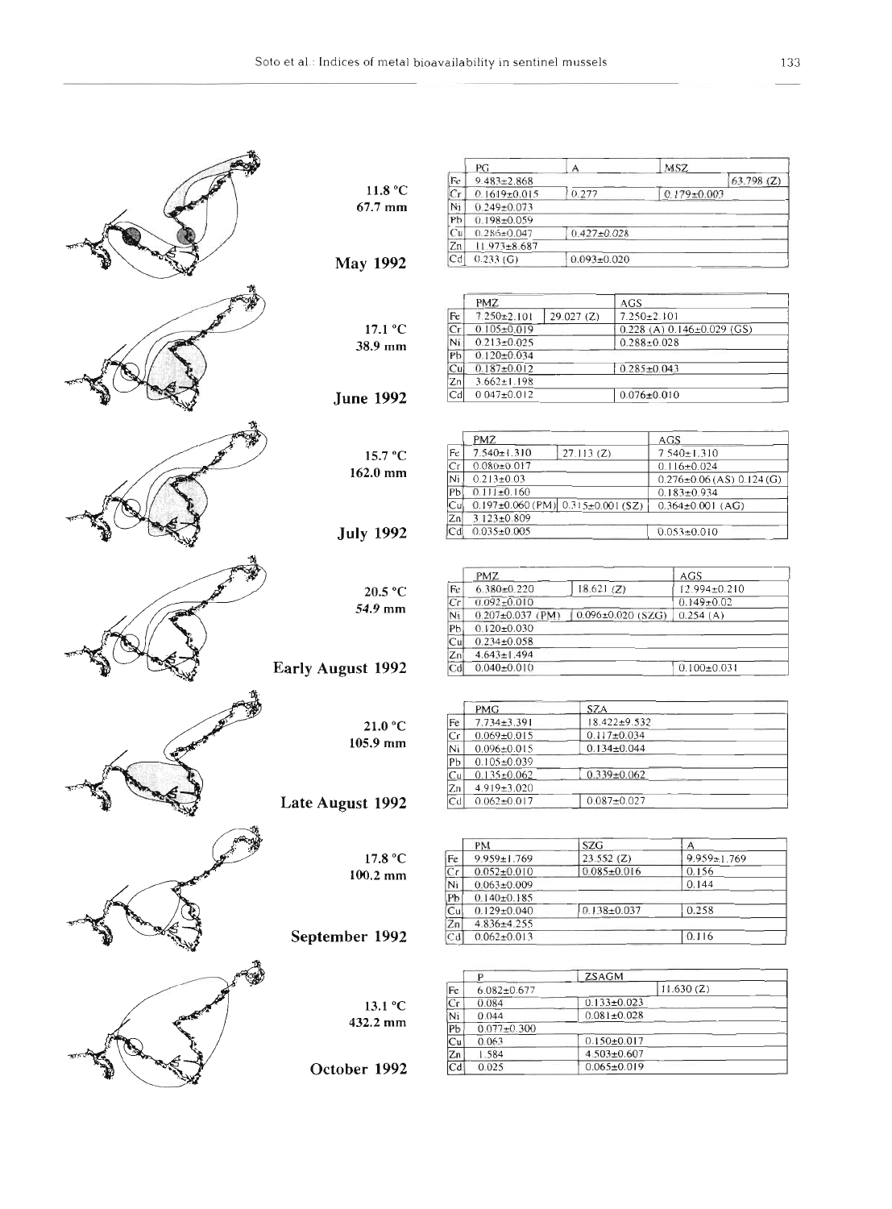11.8 °C
67.7 mm

**May 1992**

| | PG | A | MSZ |
|---|---|---|---|
| Fe | 9.483±2.868 | | 63.798 (Z) |
| Cr | 0.1619±0.015 | 0.277 | 0.179±0.003 |
| Ni | 0.249±0.073 | | |
| Pb | 0.198±0.059 | | |
| Cu | 0.286±0.047 | 0.427±0.028 | |
| Zn | 11.973±8.687 | | |
| Cd | 0.233 (G) | 0.093±0.020 | |

17.1 °C
38.9 mm

**June 1992**

| | PMZ | | AGS |
|---|---|---|---|
| Fe | 7.250±2.101 | 29.027 (Z) | 7.250±2.101 |
| Cr | 0.105±0.019 | | 0.228 (A) 0.146±0.029 (GS) |
| Ni | 0.213±0.025 | | 0.288±0.028 |
| Pb | 0.120±0.034 | | |
| Cu | 0.187±0.012 | | 0.285±0.043 |
| Zn | 3.662±1.198 | | |
| Cd | 0.047±0.012 | | 0.076±0.010 |

15.7 °C
162.0 mm

**July 1992**

| | PMZ | | AGS |
|---|---|---|---|
| Fe | 7.540±1.310 | 27.113 (Z) | 7.540±1.310 |
| Cr | 0.080±0.017 | | 0.116±0.024 |
| Ni | 0.213±0.03 | | 0.276±0.06 (AS) 0.124 (G) |
| Pb | 0.111±0.160 | | 0.183±0.934 |
| Cu | 0.197±0.060 (PM) | 0.315±0.001 (SZ) | 0.364±0.001 (AG) |
| Zn | 3.123±0.809 | | |
| Cd | 0.035±0.005 | | 0.053±0.010 |

20.5 °C
54.9 mm

**Early August 1992**

| | PMZ | | AGS |
|---|---|---|---|
| Fe | 6.380±0.220 | 18.621 (Z) | 12.994±0.210 |
| Cr | 0.092±0.010 | | 0.149±0.02 |
| Ni | 0.207±0.037 (PM) | 0.096±0.020 (SZG) | 0.254 (A) |
| Pb | 0.120±0.030 | | |
| Cu | 0.234±0.058 | | |
| Zn | 4.643±1.494 | | |
| Cd | 0.040±0.010 | | 0.100±0.031 |

21.0 °C
105.9 mm

**Late August 1992**

| | PMG | SZA |
|---|---|---|
| Fe | 7.734±3.391 | 18.422±9.532 |
| Cr | 0.069±0.015 | 0.117±0.034 |
| Ni | 0.096±0.015 | 0.134±0.044 |
| Pb | 0.105±0.039 | |
| Cu | 0.135±0.062 | 0.339±0.062 |
| Zn | 4.919±3.020 | |
| Cd | 0.062±0.017 | 0.087±0.027 |

17.8 °C
100.2 mm

**September 1992**

| | PM | SZG | A |
|---|---|---|---|
| Fe | 9.959±1.769 | 23.552 (Z) | 9.959±1.769 |
| Cr | 0.052±0.010 | 0.085±0.016 | 0.156 |
| Ni | 0.063±0.009 | | 0.144 |
| Pb | 0.140±0.185 | | |
| Cu | 0.129±0.040 | 0.138±0.037 | 0.258 |
| Zn | 4.836±4.255 | | |
| Cd | 0.062±0.013 | | 0.116 |

13.1 °C
432.2 mm

**October 1992**

| | P | ZSAGM | |
|---|---|---|---|
| Fe | 6.082±0.677 | | 11.630 (Z) |
| Cr | 0.084 | 0.133±0.023 | |
| Ni | 0.044 | 0.081±0.028 | |
| Pb | 0.077±0.300 | | |
| Cu | 0.063 | 0.150±0.017 | |
| Zn | 1.584 | 4.503±0.607 | |
| Cd | 0.025 | 0.065±0.019 | |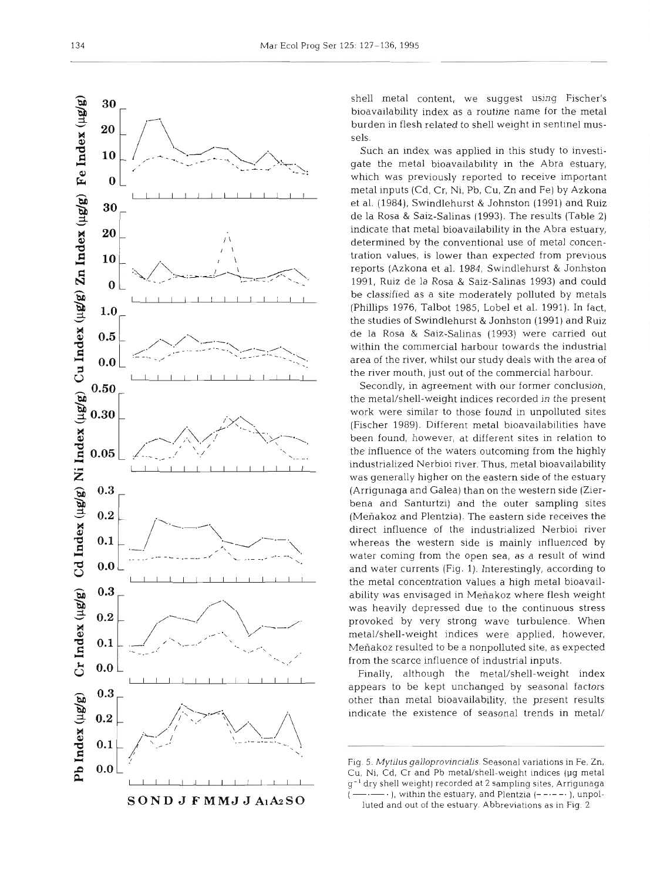shell metal content, we suggest using Fischer's bioavailability index as a routine name for the metal burden in flesh related to shell weight in sentinel mussels.

Such an index was applied in this study to investigate the metal bioavailability in the Abra estuary, which was previously reported to receive important metal inputs (Cd, Cr, Ni, Pb, Cu, Zn and Fe) by Azkona et al. (1984), Swindlehurst & Johnston (1991) and Ruiz de la Rosa & Saiz-Salinas (1993). The results (Table 2) indicate that metal bioavailability in the Abra estuary, determined by the conventional use of metal concentration values, is lower than expected from previous reports (Azkona et al. 1984, Swindlehurst & Jonhston 1991, Ruiz de la Rosa & Saiz-Salinas 1993) and could be classified as a site moderately polluted by metals (Phillips 1976, Talbot 1985, Lobel et al. 1991). In fact, the studies of Swindlehurst & Jonhston (1991) and Ruiz de la Rosa & Saiz-Salinas (1993) were carried out within the commercial harbour towards the industrial area of the river, whilst our study deals with the area of the river mouth, just out of the commercial harbour.

Secondly, in agreement with our former conclusion, the metal/shell-weight indices recorded in the present work were similar to those found in unpolluted sites (Fischer 1989). Different metal bioavailabilities have been found, however, at different sites in relation to the influence of the waters outcoming from the highly industrialized Nerbioi river. Thus, metal bioavailability was generally higher on the eastern side of the estuary (Arrigunaga and Galea) than on the western side (Zierbena and Santurtzi) and the outer sampling sites (Meñakoz and Plentzia). The eastern side receives the direct influence of the industrialized Nerbioi river whereas the western side is mainly influenced by water coming from the open sea, as a result of wind and water currents (Fig. 1). Interestingly, according to the metal concentration values a high metal bioavailability was envisaged in Meñakoz where flesh weight was heavily depressed due to the continuous stress provoked by very strong wave turbulence. When metal/shell-weight indices were applied, however, Meñakoz resulted to be a nonpolluted site, as expected from the scarce influence of industrial inputs.

Finally, although the metal/shell-weight index appears to be kept unchanged by seasonal factors other than metal bioavailability, the present results indicate the existence of seasonal trends in metal/

Fig. 5. *Mytilus galloprovincialis*. Seasonal variations in Fe, Zn, Cu, Ni, Cd, Cr and Pb metal/shell-weight indices (µg metal $g^{-1}$ dry shell weight) recorded at 2 sampling sites, Arrigunaga (——), within the estuary, and Plentzia (- - - -), unpolluted and out of the estuary. Abbreviations as in Fig. 2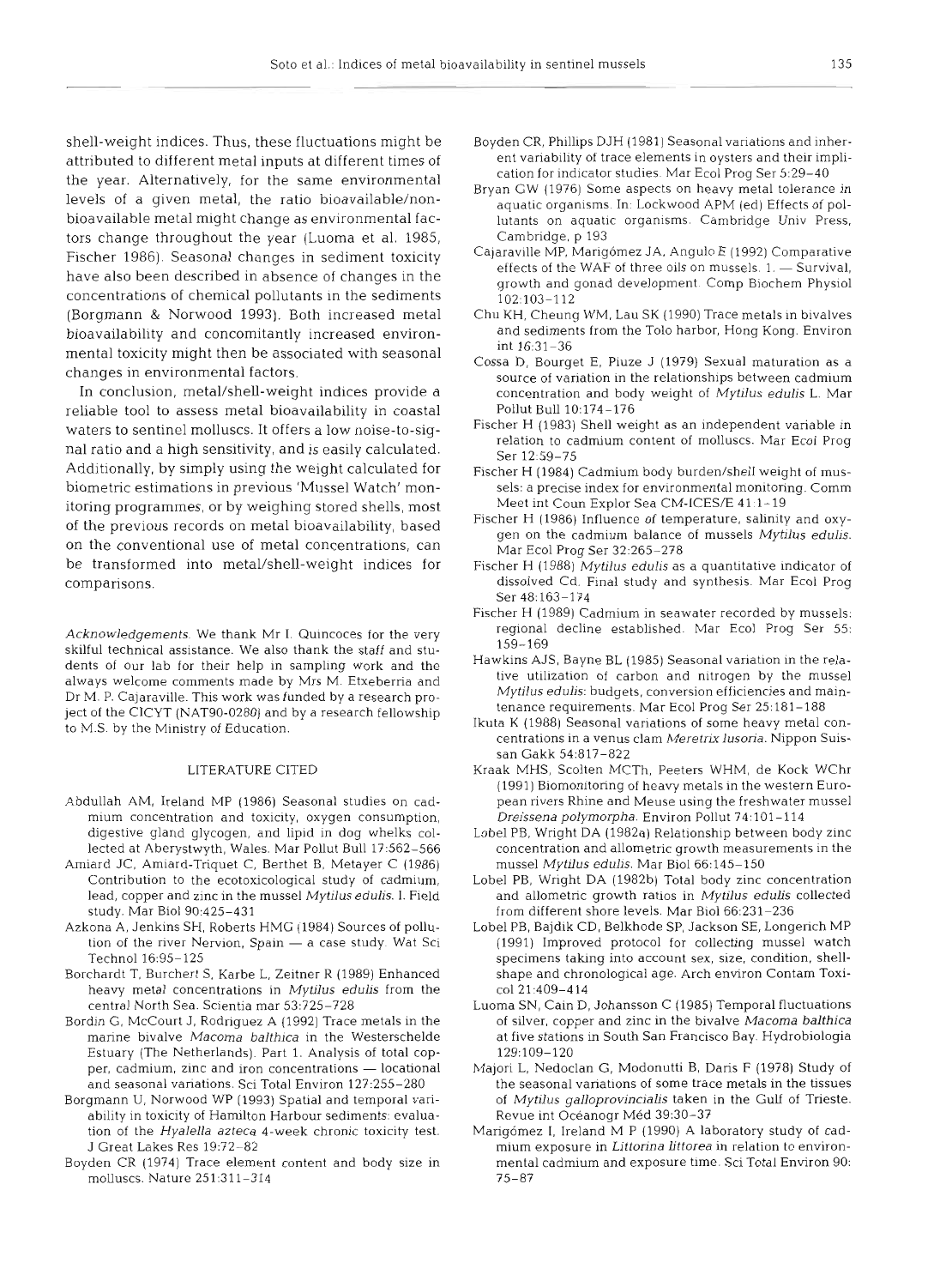shell-weight indices. Thus, these fluctuations might be attributed to different metal inputs at different times of the year. Alternatively, for the same environmental levels of a given metal, the ratio bioavailable/non-bioavailable metal might change as environmental factors change throughout the year (Luoma et al. 1985, Fischer 1986). Seasonal changes in sediment toxicity have also been described in absence of changes in the concentrations of chemical pollutants in the sediments (Borgmann & Norwood 1993). Both increased metal bioavailability and concomitantly increased environmental toxicity might then be associated with seasonal changes in environmental factors.

In conclusion, metal/shell-weight indices provide a reliable tool to assess metal bioavailability in coastal waters to sentinel molluscs. It offers a low noise-to-signal ratio and a high sensitivity, and is easily calculated. Additionally, by simply using the weight calculated for biometric estimations in previous 'Mussel Watch' monitoring programmes, or by weighing stored shells, most of the previous records on metal bioavailability, based on the conventional use of metal concentrations, can be transformed into metal/shell-weight indices for comparisons.

*Acknowledgements.* We thank Mr I. Quincoces for the very skilful technical assistance. We also thank the staff and students of our lab for their help in sampling work and the always welcome comments made by Mrs M. Etxeberria and Dr M. P. Cajaraville. This work was funded by a research project of the CICYT (NAT90-0280) and by a research fellowship to M.S. by the Ministry of Education.

## LITERATURE CITED

Abdullah AM, Ireland MP (1986) Seasonal studies on cadmium concentration and toxicity, oxygen consumption, digestive gland glycogen, and lipid in dog whelks collected at Aberystwyth, Wales. Mar Pollut Bull 17:562–566

Amiard JC, Amiard-Triquet C, Berthet B, Metayer C (1986) Contribution to the ecotoxicological study of cadmium, lead, copper and zinc in the mussel *Mytilus edulis*. I. Field study. Mar Biol 90:425–431

Azkona A, Jenkins SH, Roberts HMG (1984) Sources of pollution of the river Nervion, Spain — a case study. Wat Sci Technol 16:95–125

Borchardt T, Burchert S, Karbe L, Zeitner R (1989) Enhanced heavy metal concentrations in *Mytilus edulis* from the central North Sea. Scientia mar 53:725–728

Bordin G, McCourt J, Rodriguez A (1992) Trace metals in the marine bivalve *Macoma balthica* in the Westerschelde Estuary (The Netherlands). Part 1. Analysis of total copper, cadmium, zinc and iron concentrations — locational and seasonal variations. Sci Total Environ 127:255–280

Borgmann U, Norwood WP (1993) Spatial and temporal variability in toxicity of Hamilton Harbour sediments: evaluation of the *Hyalella azteca* 4-week chronic toxicity test. J Great Lakes Res 19:72–82

Boyden CR (1974) Trace element content and body size in molluscs. Nature 251:311–314

Boyden CR, Phillips DJH (1981) Seasonal variations and inherent variability of trace elements in oysters and their implication for indicator studies. Mar Ecol Prog Ser 5:29–40

Bryan GW (1976) Some aspects on heavy metal tolerance in aquatic organisms. In: Lockwood APM (ed) Effects of pollutants on aquatic organisms. Cambridge Univ Press, Cambridge, p 193

Cajaraville MP, Marigómez JA, Angulo E (1992) Comparative effects of the WAF of three oils on mussels. 1. — Survival, growth and gonad development. Comp Biochem Physiol 102:103–112

Chu KH, Cheung WM, Lau SK (1990) Trace metals in bivalves and sediments from the Tolo harbor, Hong Kong. Environ int 16:31–36

Cossa D, Bourget E, Piuze J (1979) Sexual maturation as a source of variation in the relationships between cadmium concentration and body weight of *Mytilus edulis* L. Mar Pollut Bull 10:174–176

Fischer H (1983) Shell weight as an independent variable in relation to cadmium content of molluscs. Mar Ecol Prog Ser 12:59–75

Fischer H (1984) Cadmium body burden/shell weight of mussels: a precise index for environmental monitoring. Comm Meet int Coun Explor Sea CM-ICES/E 41:1–19

Fischer H (1986) Influence of temperature, salinity and oxygen on the cadmium balance of mussels *Mytilus edulis*. Mar Ecol Prog Ser 32:265–278

Fischer H (1988) *Mytilus edulis* as a quantitative indicator of dissolved Cd. Final study and synthesis. Mar Ecol Prog Ser 48:163–174

Fischer H (1989) Cadmium in seawater recorded by mussels: regional decline established. Mar Ecol Prog Ser 55: 159–169

Hawkins AJS, Bayne BL (1985) Seasonal variation in the relative utilization of carbon and nitrogen by the mussel *Mytilus edulis*: budgets, conversion efficiencies and maintenance requirements. Mar Ecol Prog Ser 25:181–188

Ikuta K (1988) Seasonal variations of some heavy metal concentrations in a venus clam *Meretrix lusoria*. Nippon Suisan Gakk 54:817–822

Kraak MHS, Scolten MCTh, Peeters WHM, de Kock WChr (1991) Biomonitoring of heavy metals in the western European rivers Rhine and Meuse using the freshwater mussel *Dreissena polymorpha*. Environ Pollut 74:101–114

Lobel PB, Wright DA (1982a) Relationship between body zinc concentration and allometric growth measurements in the mussel *Mytilus edulis*. Mar Biol 66:145–150

Lobel PB, Wright DA (1982b) Total body zinc concentration and allometric growth ratios in *Mytilus edulis* collected from different shore levels. Mar Biol 66:231–236

Lobel PB, Bajdik CD, Belkhode SP, Jackson SE, Longerich MP (1991) Improved protocol for collecting mussel watch specimens taking into account sex, size, condition, shell-shape and chronological age. Arch environ Contam Toxicol 21:409–414

Luoma SN, Cain D, Johansson C (1985) Temporal fluctuations of silver, copper and zinc in the bivalve *Macoma balthica* at five stations in South San Francisco Bay. Hydrobiologia 129:109–120

Majori L, Nedoclan G, Modonutti B, Daris F (1978) Study of the seasonal variations of some trace metals in the tissues of *Mytilus galloprovincialis* taken in the Gulf of Trieste. Revue int Océanogr Méd 39:30–37

Marigómez I, Ireland M P (1990) A laboratory study of cadmium exposure in *Littorina littorea* in relation to environmental cadmium and exposure time. Sci Total Environ 90: 75–87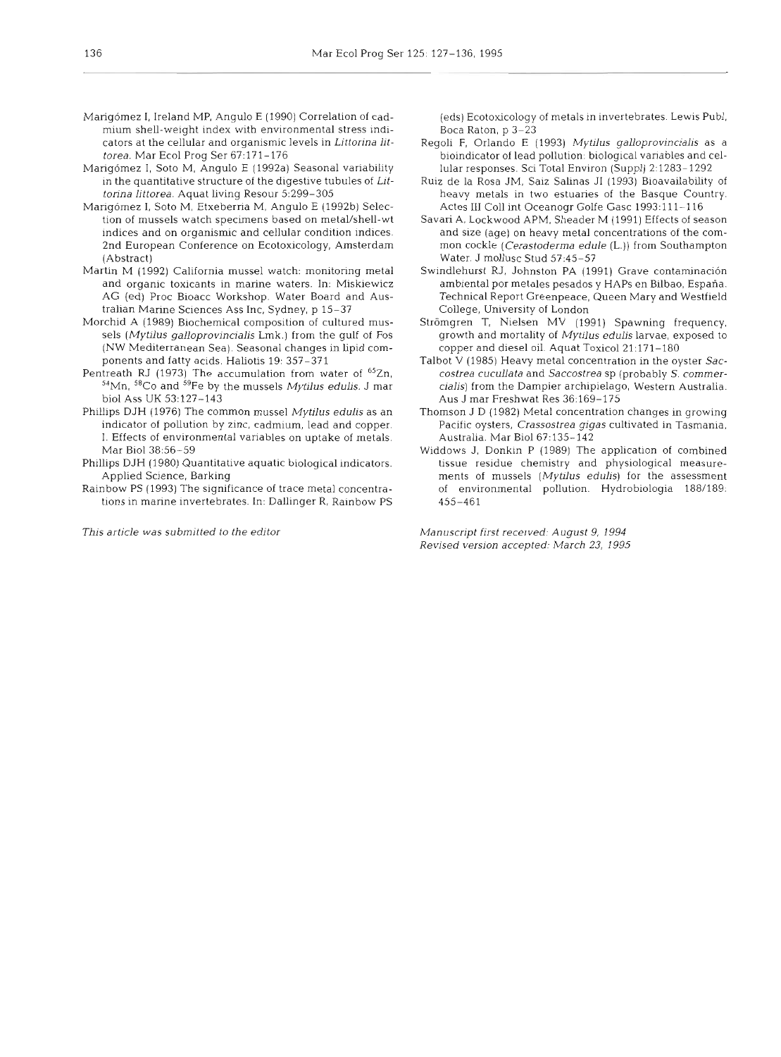Marigómez I, Ireland MP, Angulo E (1990) Correlation of cadmium shell-weight index with environmental stress indicators at the cellular and organismic levels in *Littorina littorea*. Mar Ecol Prog Ser 67:171–176

Marigómez I, Soto M, Angulo E (1992a) Seasonal variability in the quantitative structure of the digestive tubules of *Littorina littorea*. Aquat living Resour 5:299–305

Marigómez I, Soto M, Etxeberria M, Angulo E (1992b) Selection of mussels watch specimens based on metal/shell-wt indices and on organismic and cellular condition indices. 2nd European Conference on Ecotoxicology, Amsterdam (Abstract)

Martin M (1992) California mussel watch: monitoring metal and organic toxicants in marine waters. In: Miskiewicz AG (ed) Proc Bioacc Workshop. Water Board and Australian Marine Sciences Ass Inc, Sydney, p 15–37

Morchid A (1989) Biochemical composition of cultured mussels (*Mytilus galloprovincialis* Lmk.) from the gulf of Fos (NW Mediterranean Sea). Seasonal changes in lipid components and fatty acids. Haliotis 19: 357–371

Pentreath RJ (1973) The accumulation from water of $^{65}$Zn, $^{54}$Mn, $^{58}$Co and $^{59}$Fe by the mussels *Mytilus edulis*. J mar biol Ass UK 53:127–143

Phillips DJH (1976) The common mussel *Mytilus edulis* as an indicator of pollution by zinc, cadmium, lead and copper. I. Effects of environmental variables on uptake of metals. Mar Biol 38:56–59

Phillips DJH (1980) Quantitative aquatic biological indicators. Applied Science, Barking

Rainbow PS (1993) The significance of trace metal concentrations in marine invertebrates. In: Dallinger R, Rainbow PS (eds) Ecotoxicology of metals in invertebrates. Lewis Publ, Boca Raton, p 3–23

Regoli F, Orlando E (1993) *Mytilus galloprovincialis* as a bioindicator of lead pollution: biological variables and cellular responses. Sci Total Environ (Suppl) 2:1283–1292

Ruiz de la Rosa JM, Saiz Salinas JI (1993) Bioavailability of heavy metals in two estuaries of the Basque Country. Actes III Coll int Oceanogr Golfe Gasc 1993:111–116

Savari A, Lockwood APM, Sheader M (1991) Effects of season and size (age) on heavy metal concentrations of the common cockle (*Cerastoderma edule* (L.)) from Southampton Water. J mollusc Stud 57:45–57

Swindlehurst RJ, Johnston PA (1991) Grave contaminación ambiental por metales pesados y HAPs en Bilbao, España. Technical Report Greenpeace, Queen Mary and Westfield College, University of London

Strömgren T, Nielsen MV (1991) Spawning frequency, growth and mortality of *Mytilus edulis* larvae, exposed to copper and diesel oil. Aquat Toxicol 21:171–180

Talbot V (1985) Heavy metal concentration in the oyster *Saccostrea cucullata* and *Saccostrea* sp (probably *S. commercialis*) from the Dampier archipielago, Western Australia. Aus J mar Freshwat Res 36:169–175

Thomson J D (1982) Metal concentration changes in growing Pacific oysters, *Crassostrea gigas* cultivated in Tasmania, Australia. Mar Biol 67:135–142

Widdows J, Donkin P (1989) The application of combined tissue residue chemistry and physiological measurements of mussels (*Mytilus edulis*) for the assessment of environmental pollution. Hydrobiologia 188/189: 455–461

*This article was submitted to the editor*

*Manuscript first received: August 9, 1994*
*Revised version accepted: March 23, 1995*